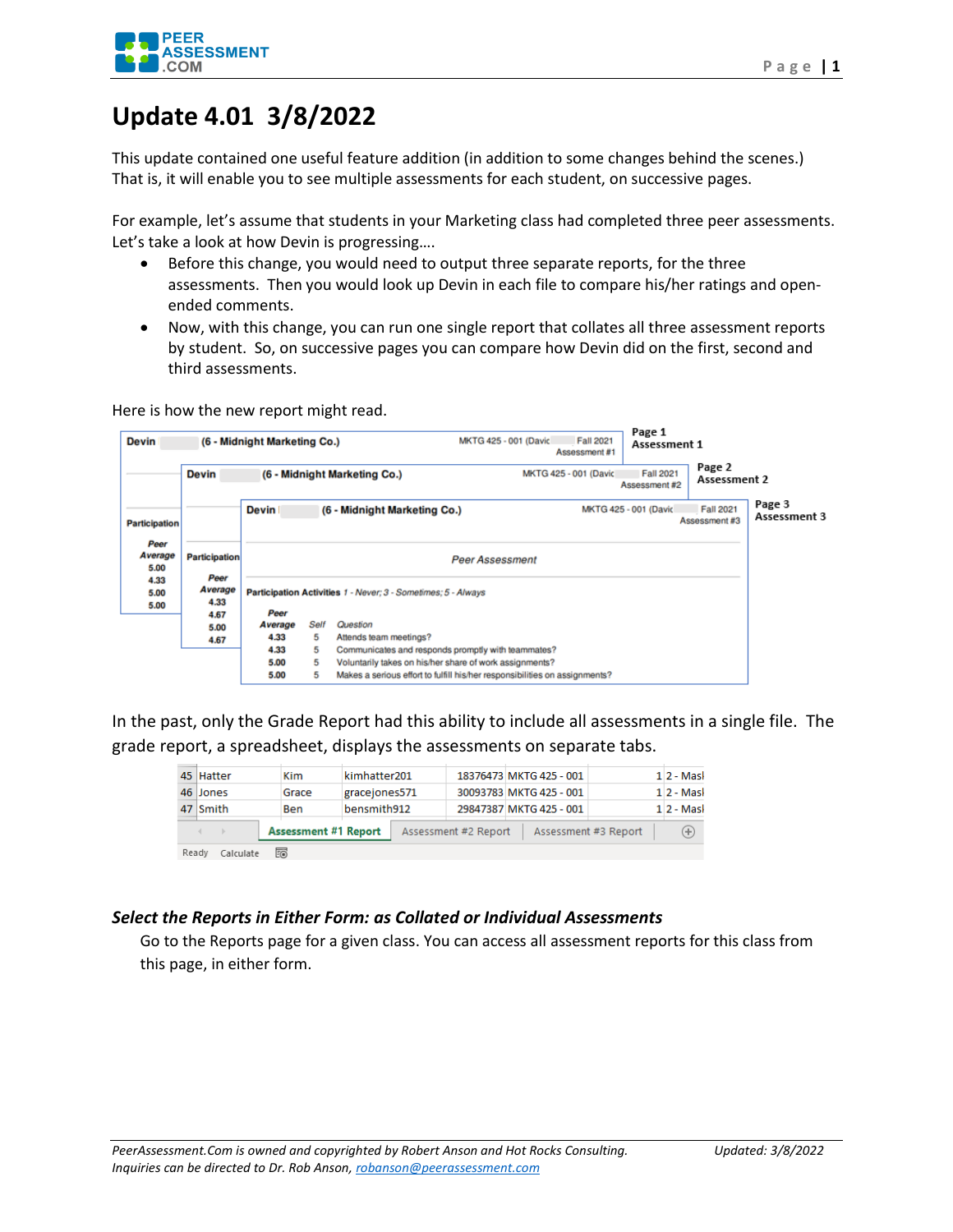# Update 4.01 3/8/2022

This update contained one useful feature addition (in addition to some changes behind the scenes.) That is, it will enable you to see multiple assessments for each student, on successive pages.

For example, let's assume that students in your Marketing class had completed three peer assessments. Let's take a look at how Devin is progressing….

- Before this change, you would need to output three separate reports, for the three assessments. Then you would look up Devin in each file to compare his/her ratings and open-ended comments.
- Now, with this change, you can run one single report that collates all three assessment reports by student. So, on successive pages you can compare how Devin did on the first, second and third assessments.

Here is how the new report might read.

**Page 1 — Assessment 1**

Devin (6 - Midnight Marketing Co.) — MKTG 425 - 001 (Davic — Fall 2021 — Assessment #1

Participation

| Peer Average |
|---|
| 5.00 |
| 4.33 |
| 5.00 |
| 5.00 |

**Page 2 — Assessment 2**

Devin (6 - Midnight Marketing Co.) — MKTG 425 - 001 (Davic — Fall 2021 — Assessment #2

Participation

| Peer Average |
|---|
| 4.33 |
| 4.67 |
| 5.00 |
| 4.67 |

**Page 3 — Assessment 3**

Devin (6 - Midnight Marketing Co.) — MKTG 425 - 001 (Davic — Fall 2021 — Assessment #3

*Peer Assessment*

**Participation Activities** *1 - Never; 3 - Sometimes; 5 - Always*

| Peer Average | Self | Question |
|---|---|---|
| 4.33 | 5 | Attends team meetings? |
| 4.33 | 5 | Communicates and responds promptly with teammates? |
| 5.00 | 5 | Voluntarily takes on his/her share of work assignments? |
| 5.00 | 5 | Makes a serious effort to fulfill his/her responsibilities on assignments? |

In the past, only the Grade Report had this ability to include all assessments in a single file. The grade report, a spreadsheet, displays the assessments on separate tabs.

| 45 | Hatter | Kim | kimhatter201 | 18376473 | MKTG 425 - 001 | 1 | 2 - Masl |
|---|---|---|---|---|---|---|---|
| 46 | Jones | Grace | gracejones571 | 30093783 | MKTG 425 - 001 | 1 | 2 - Masl |
| 47 | Smith | Ben | bensmith912 | 29847387 | MKTG 425 - 001 | 1 | 2 - Masl |

Tabs: **Assessment #1 Report** | Assessment #2 Report | Assessment #3 Report

### *Select the Reports in Either Form: as Collated or Individual Assessments*

Go to the Reports page for a given class. You can access all assessment reports for this class from this page, in either form.

*PeerAssessment.Com is owned and copyrighted by Robert Anson and Hot Rocks Consulting.* *Updated: 3/8/2022*
*Inquiries can be directed to Dr. Rob Anson, robanson@peerassessment.com*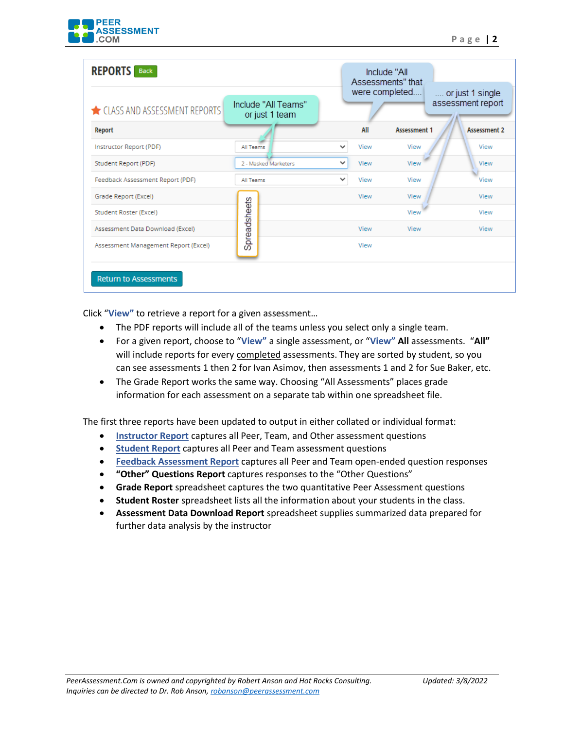## REPORTS

### CLASS AND ASSESSMENT REPORTS

| Report | | All | Assessment 1 | Assessment 2 |
|---|---|---|---|---|
| Instructor Report (PDF) | All Teams | View | View | View |
| Student Report (PDF) | 2 - Masked Marketers | View | View | View |
| Feedback Assessment Report (PDF) | All Teams | View | View | View |
| Grade Report (Excel) | | View | View | View |
| Student Roster (Excel) | | | View | View |
| Assessment Data Download (Excel) | | View | View | View |
| Assessment Management Report (Excel) | | View | | |

Click "**View**" to retrieve a report for a given assessment…

- The PDF reports will include all of the teams unless you select only a single team.
- For a given report, choose to "**View**" a single assessment, or "**View**" **All** assessments. "**All**" will include reports for every completed assessments. They are sorted by student, so you can see assessments 1 then 2 for Ivan Asimov, then assessments 1 and 2 for Sue Baker, etc.
- The Grade Report works the same way. Choosing "All Assessments" places grade information for each assessment on a separate tab within one spreadsheet file.

The first three reports have been updated to output in either collated or individual format:

- **Instructor Report** captures all Peer, Team, and Other assessment questions
- **Student Report** captures all Peer and Team assessment questions
- **Feedback Assessment Report** captures all Peer and Team open-ended question responses
- **"Other" Questions Report** captures responses to the "Other Questions"
- **Grade Report** spreadsheet captures the two quantitative Peer Assessment questions
- **Student Roster** spreadsheet lists all the information about your students in the class.
- **Assessment Data Download Report** spreadsheet supplies summarized data prepared for further data analysis by the instructor